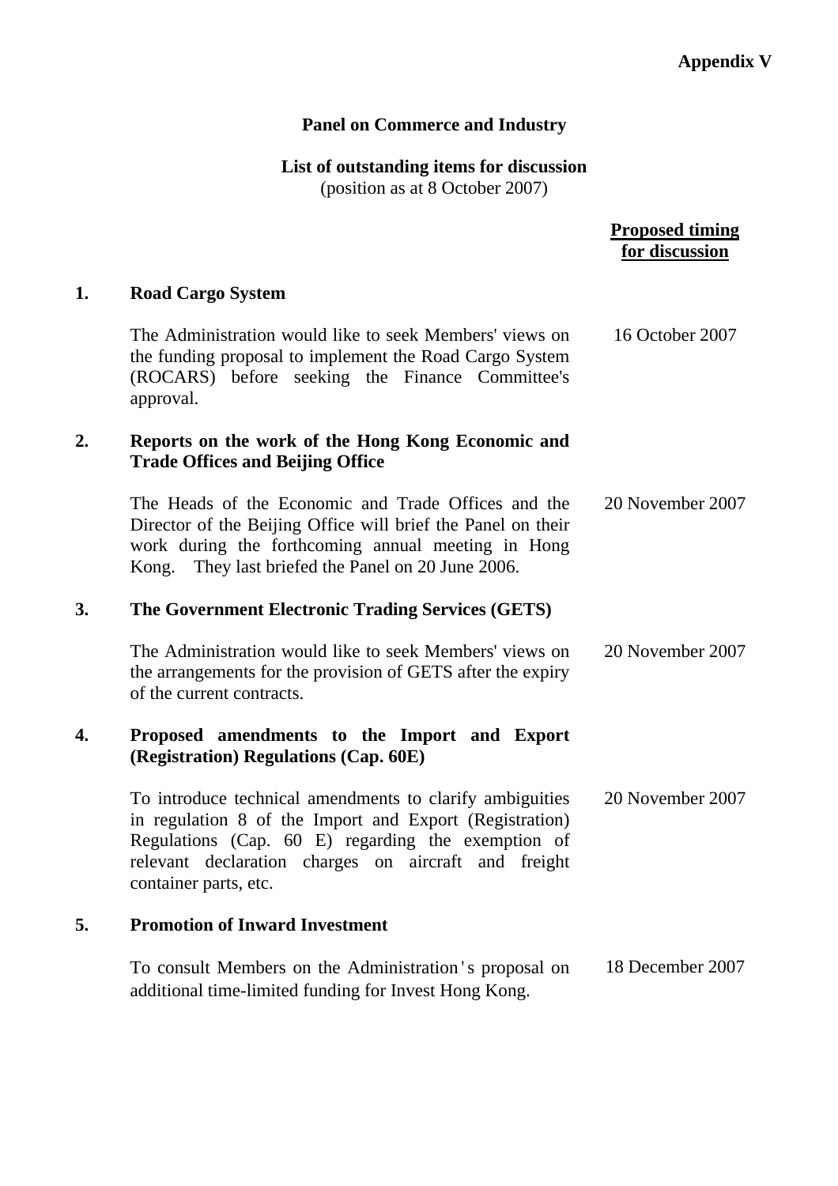**Appendix V**

**Panel on Commerce and Industry**

**List of outstanding items for discussion**
(position as at 8 October 2007)

| | | **Proposed timing for discussion** |
|---|---|---|
| **1.** | **Road Cargo System** | |
| | The Administration would like to seek Members' views on the funding proposal to implement the Road Cargo System (ROCARS) before seeking the Finance Committee's approval. | 16 October 2007 |
| **2.** | **Reports on the work of the Hong Kong Economic and Trade Offices and Beijing Office** | |
| | The Heads of the Economic and Trade Offices and the Director of the Beijing Office will brief the Panel on their work during the forthcoming annual meeting in Hong Kong. They last briefed the Panel on 20 June 2006. | 20 November 2007 |
| **3.** | **The Government Electronic Trading Services (GETS)** | |
| | The Administration would like to seek Members' views on the arrangements for the provision of GETS after the expiry of the current contracts. | 20 November 2007 |
| **4.** | **Proposed amendments to the Import and Export (Registration) Regulations (Cap. 60E)** | |
| | To introduce technical amendments to clarify ambiguities in regulation 8 of the Import and Export (Registration) Regulations (Cap. 60 E) regarding the exemption of relevant declaration charges on aircraft and freight container parts, etc. | 20 November 2007 |
| **5.** | **Promotion of Inward Investment** | |
| | To consult Members on the Administration's proposal on additional time-limited funding for Invest Hong Kong. | 18 December 2007 |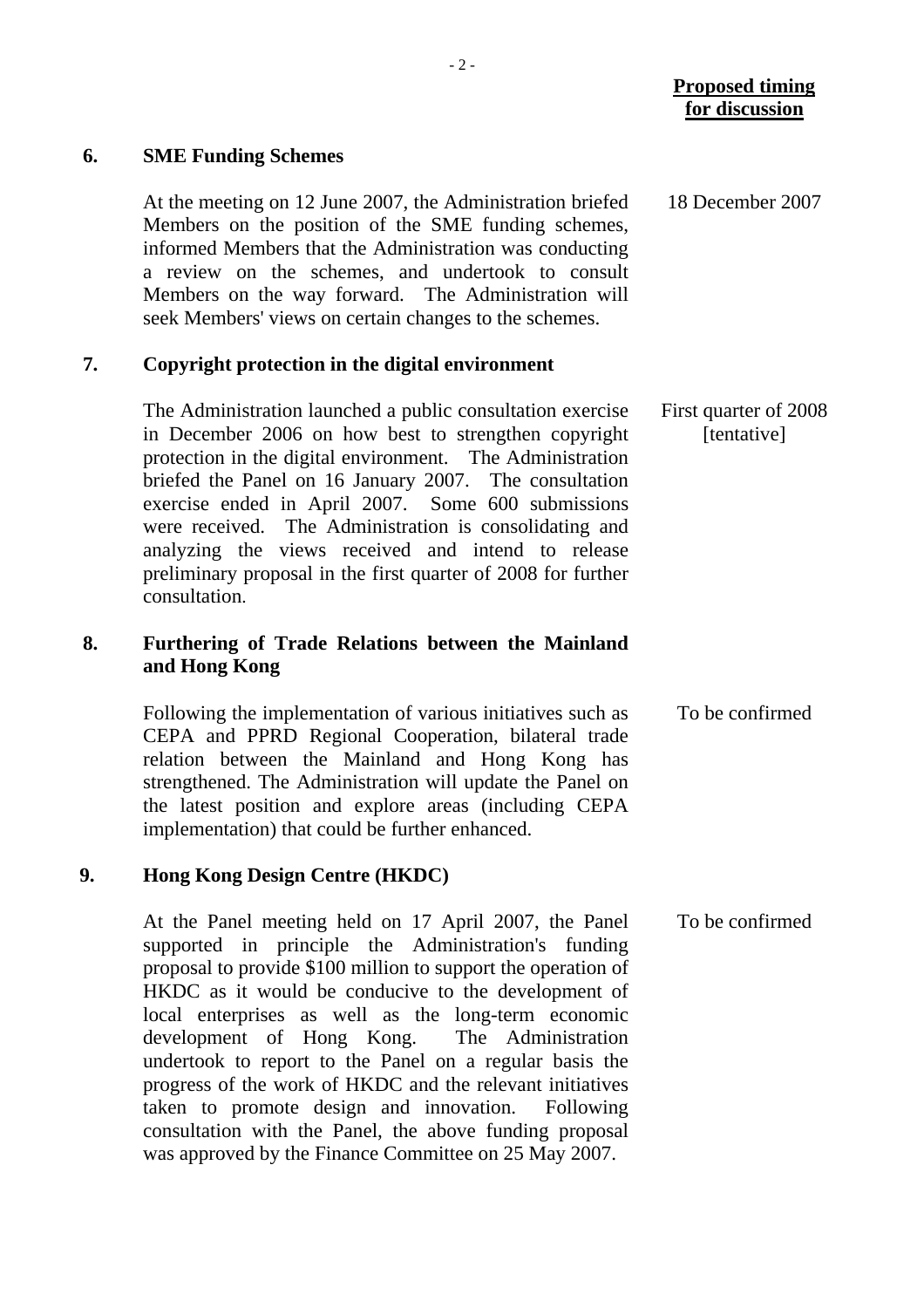| | | Proposed timing for discussion |
|---|---|---|
| **6.** | **SME Funding Schemes** | |
| | At the meeting on 12 June 2007, the Administration briefed Members on the position of the SME funding schemes, informed Members that the Administration was conducting a review on the schemes, and undertook to consult Members on the way forward. The Administration will seek Members' views on certain changes to the schemes. | 18 December 2007 |
| **7.** | **Copyright protection in the digital environment** | |
| | The Administration launched a public consultation exercise in December 2006 on how best to strengthen copyright protection in the digital environment. The Administration briefed the Panel on 16 January 2007. The consultation exercise ended in April 2007. Some 600 submissions were received. The Administration is consolidating and analyzing the views received and intend to release preliminary proposal in the first quarter of 2008 for further consultation. | First quarter of 2008 [tentative] |
| **8.** | **Furthering of Trade Relations between the Mainland and Hong Kong** | |
| | Following the implementation of various initiatives such as CEPA and PPRD Regional Cooperation, bilateral trade relation between the Mainland and Hong Kong has strengthened. The Administration will update the Panel on the latest position and explore areas (including CEPA implementation) that could be further enhanced. | To be confirmed |
| **9.** | **Hong Kong Design Centre (HKDC)** | |
| | At the Panel meeting held on 17 April 2007, the Panel supported in principle the Administration's funding proposal to provide $100 million to support the operation of HKDC as it would be conducive to the development of local enterprises as well as the long-term economic development of Hong Kong. The Administration undertook to report to the Panel on a regular basis the progress of the work of HKDC and the relevant initiatives taken to promote design and innovation. Following consultation with the Panel, the above funding proposal was approved by the Finance Committee on 25 May 2007. | To be confirmed |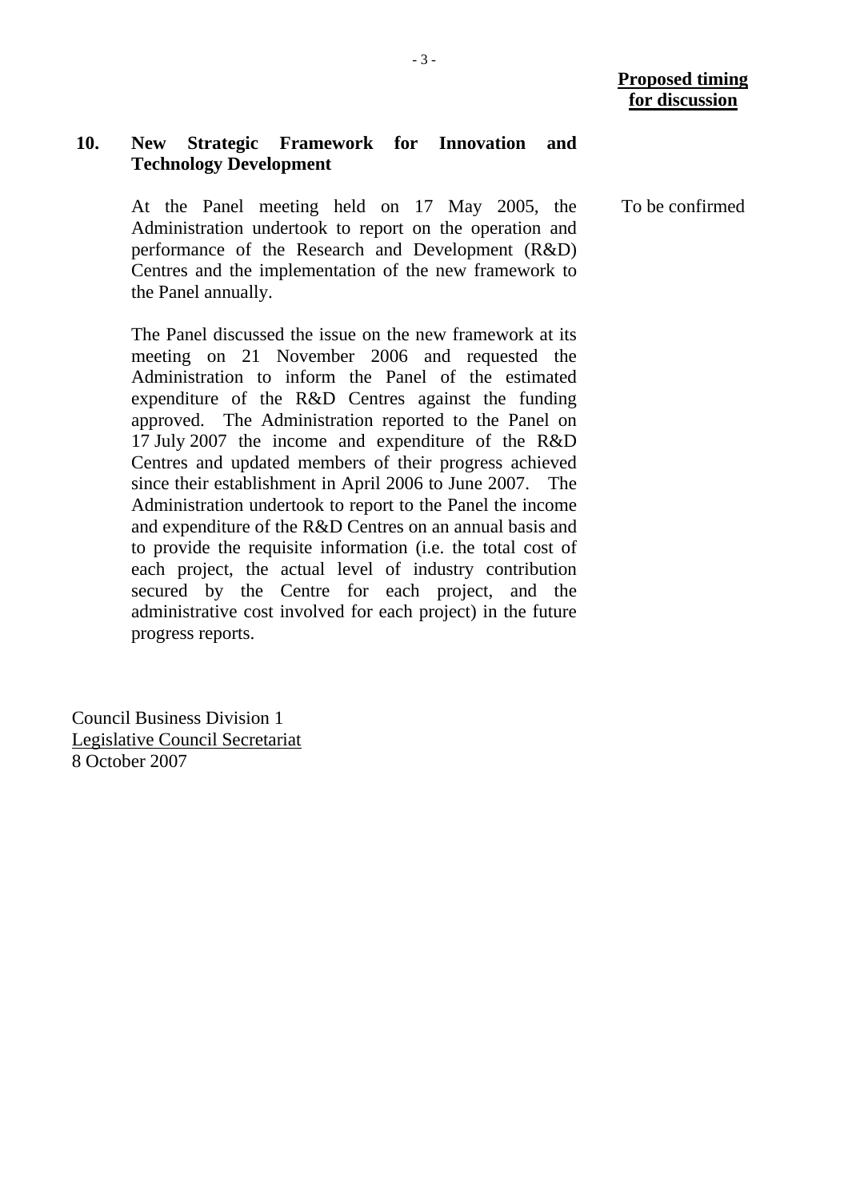**Proposed timing for discussion**

**10. New Strategic Framework for Innovation and Technology Development**

At the Panel meeting held on 17 May 2005, the Administration undertook to report on the operation and performance of the Research and Development (R&D) Centres and the implementation of the new framework to the Panel annually.

To be confirmed

The Panel discussed the issue on the new framework at its meeting on 21 November 2006 and requested the Administration to inform the Panel of the estimated expenditure of the R&D Centres against the funding approved. The Administration reported to the Panel on 17 July 2007 the income and expenditure of the R&D Centres and updated members of their progress achieved since their establishment in April 2006 to June 2007. The Administration undertook to report to the Panel the income and expenditure of the R&D Centres on an annual basis and to provide the requisite information (i.e. the total cost of each project, the actual level of industry contribution secured by the Centre for each project, and the administrative cost involved for each project) in the future progress reports.

Council Business Division 1
Legislative Council Secretariat
8 October 2007